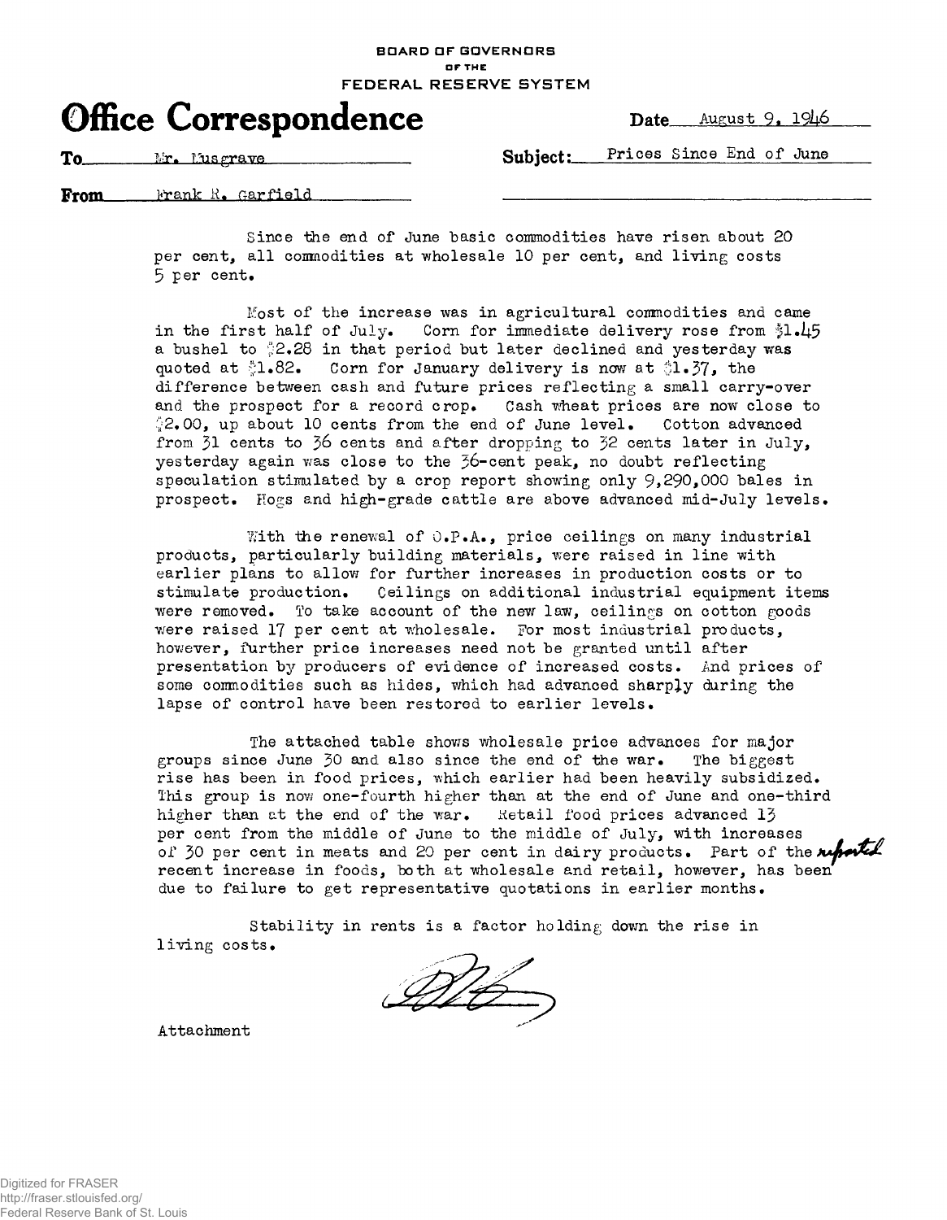BOARD OF GOVERNORS
OF THE
FEDERAL RESERVE SYSTEM

# Office Correspondence

Date August 9, 1946

To Mr. Musgrave

Subject: Prices Since End of June

From Frank R. Garfield

Since the end of June basic commodities have risen about 20 per cent, all commodities at wholesale 10 per cent, and living costs 5 per cent.

Most of the increase was in agricultural commodities and came in the first half of July. Corn for immediate delivery rose from $1.45 a bushel to $2.28 in that period but later declined and yesterday was quoted at $1.82. Corn for January delivery is now at $1.37, the difference between cash and future prices reflecting a small carry-over and the prospect for a record crop. Cash wheat prices are now close to $2.00, up about 10 cents from the end of June level. Cotton advanced from 31 cents to 36 cents and after dropping to 32 cents later in July, yesterday again was close to the 36-cent peak, no doubt reflecting speculation stimulated by a crop report showing only 9,290,000 bales in prospect. Hogs and high-grade cattle are above advanced mid-July levels.

With the renewal of O.P.A., price ceilings on many industrial products, particularly building materials, were raised in line with earlier plans to allow for further increases in production costs or to stimulate production. Ceilings on additional industrial equipment items were removed. To take account of the new law, ceilings on cotton goods were raised 17 per cent at wholesale. For most industrial products, however, further price increases need not be granted until after presentation by producers of evidence of increased costs. And prices of some commodities such as hides, which had advanced sharply during the lapse of control have been restored to earlier levels.

The attached table shows wholesale price advances for major groups since June 30 and also since the end of the war. The biggest rise has been in food prices, which earlier had been heavily subsidized. This group is now one-fourth higher than at the end of June and one-third higher than at the end of the war. Retail food prices advanced 13 per cent from the middle of June to the middle of July, with increases of 30 per cent in meats and 20 per cent in dairy products. Part of the reported recent increase in foods, both at wholesale and retail, however, has been due to failure to get representative quotations in earlier months.

Stability in rents is a factor holding down the rise in living costs.

Attachment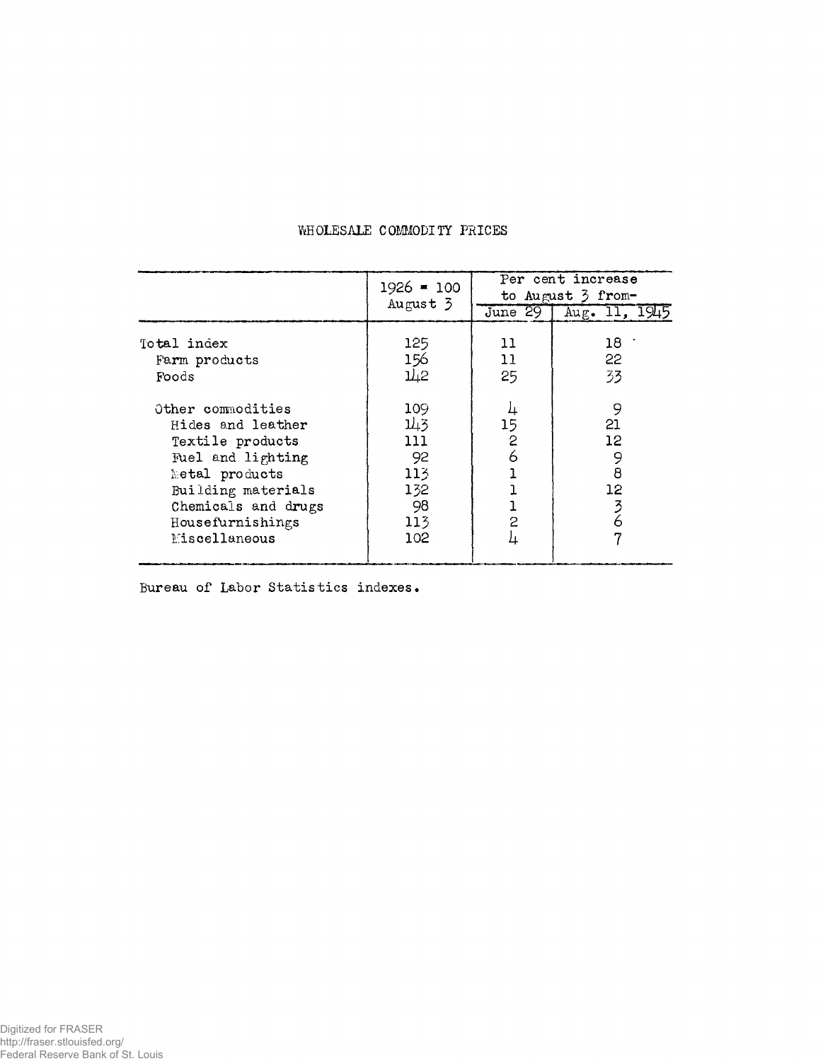# WHOLESALE COMMODITY PRICES

| | 1926 = 100 August 3 | Per cent increase to August 3 from- | |
|---|---|---|---|
| | | June 29 | Aug. 11, 1945 |
| Total index | 125 | 11 | 18 |
| Farm products | 156 | 11 | 22 |
| Foods | 142 | 25 | 33 |
| Other commodities | 109 | 4 | 9 |
| Hides and leather | 143 | 15 | 21 |
| Textile products | 111 | 2 | 12 |
| Fuel and lighting | 92 | 6 | 9 |
| Metal products | 113 | 1 | 8 |
| Building materials | 132 | 1 | 12 |
| Chemicals and drugs | 98 | 1 | 3 |
| Housefurnishings | 113 | 2 | 6 |
| Miscellaneous | 102 | 4 | 7 |

Bureau of Labor Statistics indexes.